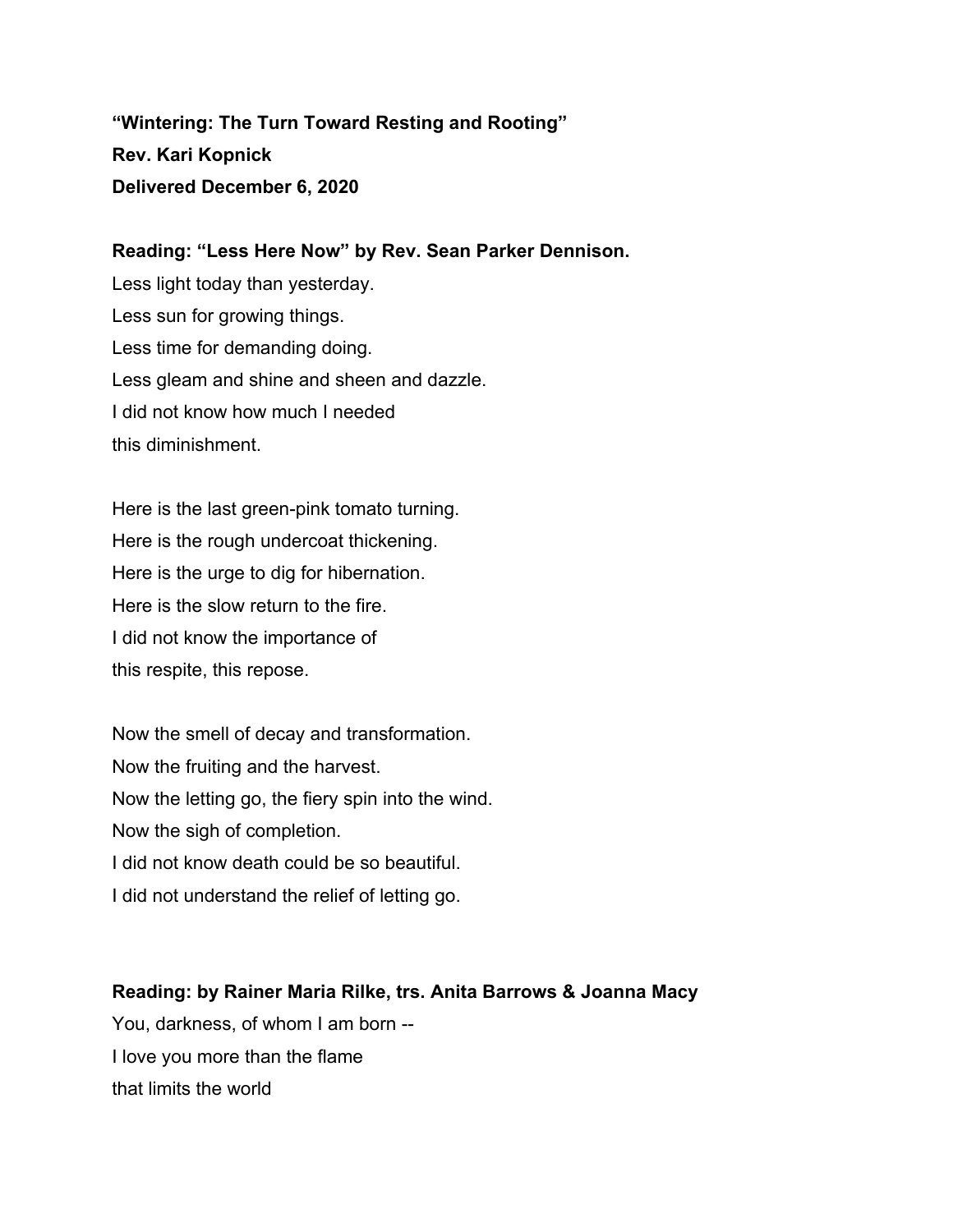**“Wintering: The Turn Toward Resting and Rooting”**
**Rev. Kari Kopnick**
**Delivered December 6, 2020**

**Reading: “Less Here Now” by Rev. Sean Parker Dennison.**

Less light today than yesterday.
Less sun for growing things.
Less time for demanding doing.
Less gleam and shine and sheen and dazzle.
I did not know how much I needed
this diminishment.

Here is the last green-pink tomato turning.
Here is the rough undercoat thickening.
Here is the urge to dig for hibernation.
Here is the slow return to the fire.
I did not know the importance of
this respite, this repose.

Now the smell of decay and transformation.
Now the fruiting and the harvest.
Now the letting go, the fiery spin into the wind.
Now the sigh of completion.
I did not know death could be so beautiful.
I did not understand the relief of letting go.

**Reading: by Rainer Maria Rilke, trs. Anita Barrows & Joanna Macy**

You, darkness, of whom I am born --
I love you more than the flame
that limits the world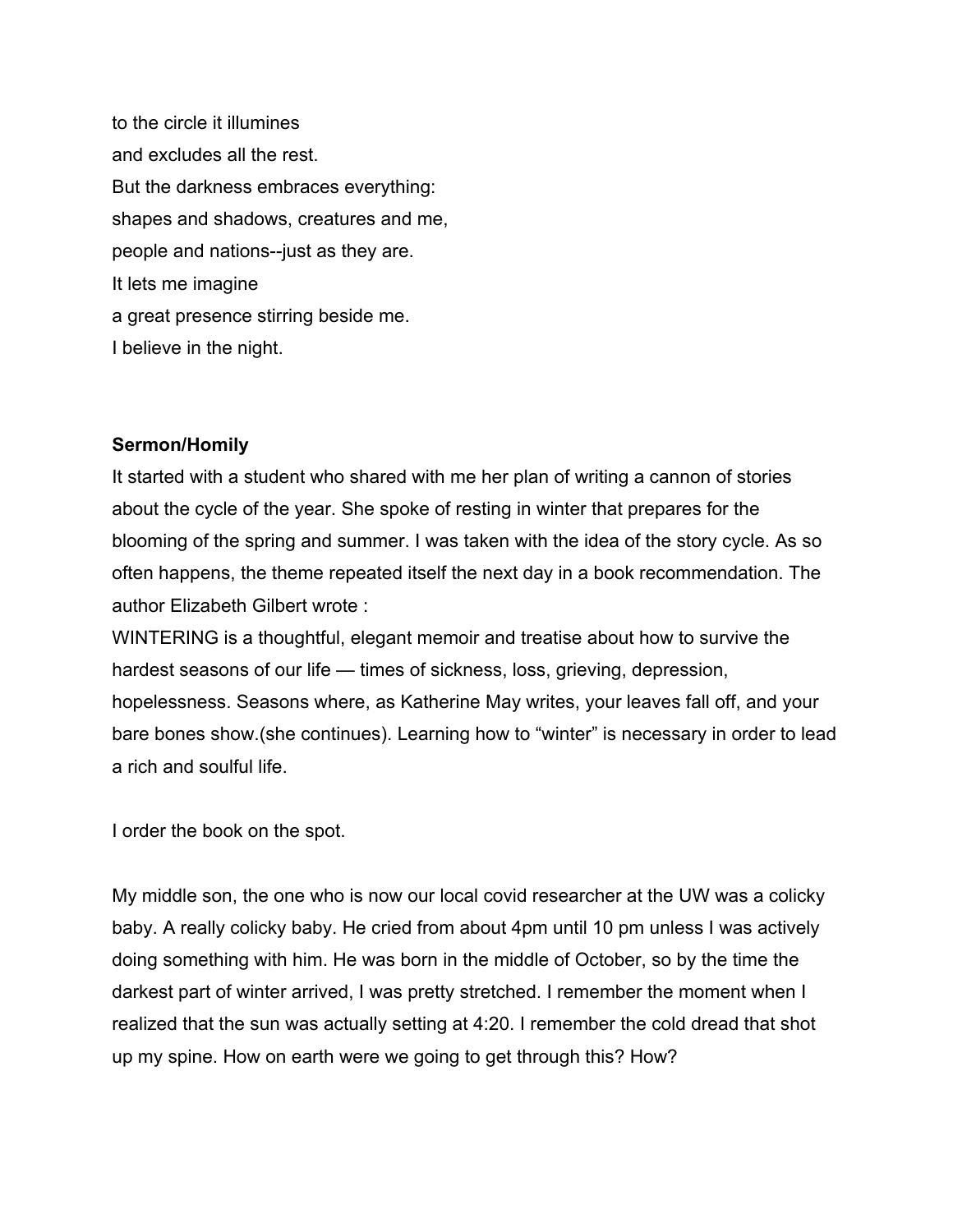to the circle it illumines
and excludes all the rest.
But the darkness embraces everything:
shapes and shadows, creatures and me,
people and nations--just as they are.
It lets me imagine
a great presence stirring beside me.
I believe in the night.

**Sermon/Homily**

It started with a student who shared with me her plan of writing a cannon of stories about the cycle of the year. She spoke of resting in winter that prepares for the blooming of the spring and summer. I was taken with the idea of the story cycle. As so often happens, the theme repeated itself the next day in a book recommendation. The author Elizabeth Gilbert wrote :
WINTERING is a thoughtful, elegant memoir and treatise about how to survive the hardest seasons of our life — times of sickness, loss, grieving, depression, hopelessness. Seasons where, as Katherine May writes, your leaves fall off, and your bare bones show.(she continues). Learning how to "winter" is necessary in order to lead a rich and soulful life.

I order the book on the spot.

My middle son, the one who is now our local covid researcher at the UW was a colicky baby. A really colicky baby. He cried from about 4pm until 10 pm unless I was actively doing something with him. He was born in the middle of October, so by the time the darkest part of winter arrived, I was pretty stretched. I remember the moment when I realized that the sun was actually setting at 4:20. I remember the cold dread that shot up my spine. How on earth were we going to get through this? How?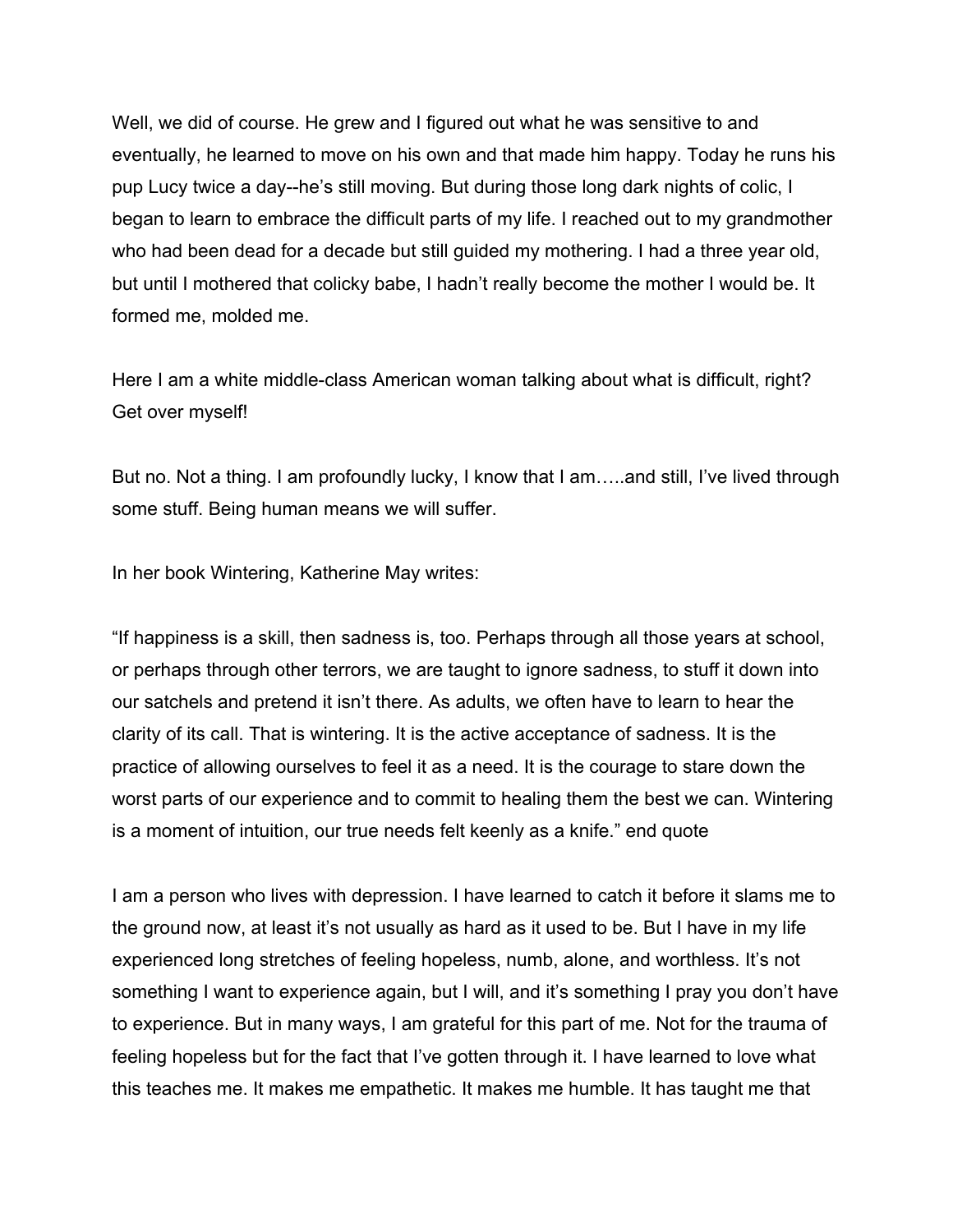Well, we did of course. He grew and I figured out what he was sensitive to and eventually, he learned to move on his own and that made him happy. Today he runs his pup Lucy twice a day--he's still moving. But during those long dark nights of colic, I began to learn to embrace the difficult parts of my life. I reached out to my grandmother who had been dead for a decade but still guided my mothering. I had a three year old, but until I mothered that colicky babe, I hadn't really become the mother I would be. It formed me, molded me.

Here I am a white middle-class American woman talking about what is difficult, right? Get over myself!

But no. Not a thing. I am profoundly lucky, I know that I am…..and still, I've lived through some stuff. Being human means we will suffer.

In her book Wintering, Katherine May writes:

"If happiness is a skill, then sadness is, too. Perhaps through all those years at school, or perhaps through other terrors, we are taught to ignore sadness, to stuff it down into our satchels and pretend it isn't there. As adults, we often have to learn to hear the clarity of its call. That is wintering. It is the active acceptance of sadness. It is the practice of allowing ourselves to feel it as a need. It is the courage to stare down the worst parts of our experience and to commit to healing them the best we can. Wintering is a moment of intuition, our true needs felt keenly as a knife." end quote

I am a person who lives with depression. I have learned to catch it before it slams me to the ground now, at least it's not usually as hard as it used to be. But I have in my life experienced long stretches of feeling hopeless, numb, alone, and worthless. It's not something I want to experience again, but I will, and it's something I pray you don't have to experience. But in many ways, I am grateful for this part of me. Not for the trauma of feeling hopeless but for the fact that I've gotten through it. I have learned to love what this teaches me. It makes me empathetic. It makes me humble. It has taught me that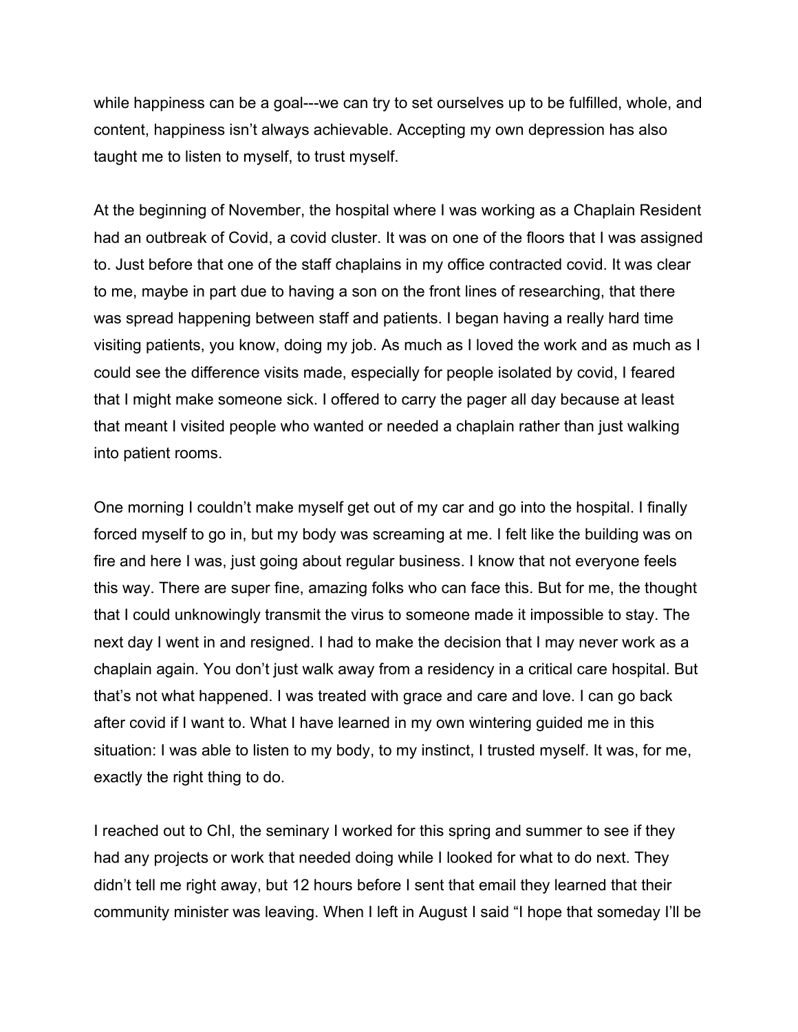while happiness can be a goal---we can try to set ourselves up to be fulfilled, whole, and content, happiness isn't always achievable. Accepting my own depression has also taught me to listen to myself, to trust myself.

At the beginning of November, the hospital where I was working as a Chaplain Resident had an outbreak of Covid, a covid cluster. It was on one of the floors that I was assigned to. Just before that one of the staff chaplains in my office contracted covid. It was clear to me, maybe in part due to having a son on the front lines of researching, that there was spread happening between staff and patients. I began having a really hard time visiting patients, you know, doing my job. As much as I loved the work and as much as I could see the difference visits made, especially for people isolated by covid, I feared that I might make someone sick. I offered to carry the pager all day because at least that meant I visited people who wanted or needed a chaplain rather than just walking into patient rooms.

One morning I couldn't make myself get out of my car and go into the hospital. I finally forced myself to go in, but my body was screaming at me. I felt like the building was on fire and here I was, just going about regular business. I know that not everyone feels this way. There are super fine, amazing folks who can face this. But for me, the thought that I could unknowingly transmit the virus to someone made it impossible to stay. The next day I went in and resigned. I had to make the decision that I may never work as a chaplain again. You don't just walk away from a residency in a critical care hospital. But that's not what happened. I was treated with grace and care and love. I can go back after covid if I want to. What I have learned in my own wintering guided me in this situation: I was able to listen to my body, to my instinct, I trusted myself. It was, for me, exactly the right thing to do.

I reached out to ChI, the seminary I worked for this spring and summer to see if they had any projects or work that needed doing while I looked for what to do next. They didn't tell me right away, but 12 hours before I sent that email they learned that their community minister was leaving. When I left in August I said "I hope that someday I'll be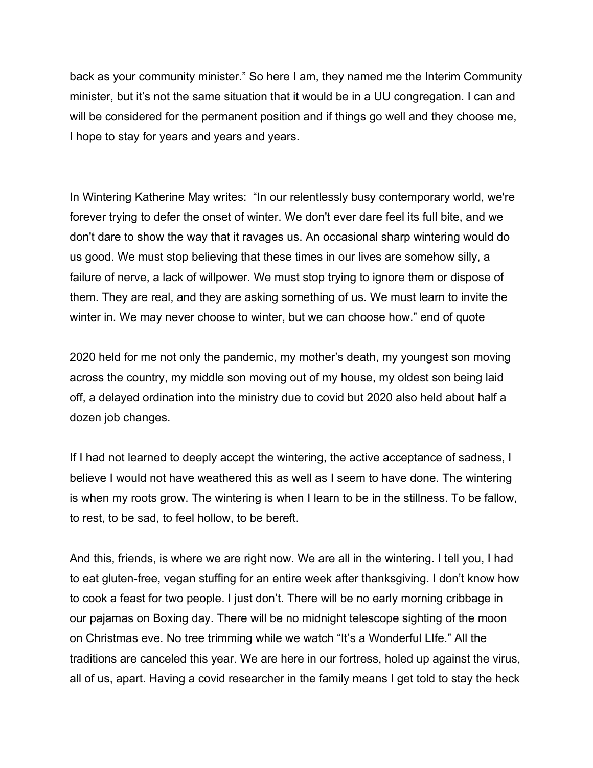back as your community minister." So here I am, they named me the Interim Community minister, but it's not the same situation that it would be in a UU congregation. I can and will be considered for the permanent position and if things go well and they choose me, I hope to stay for years and years and years.

In Wintering Katherine May writes: "In our relentlessly busy contemporary world, we're forever trying to defer the onset of winter. We don't ever dare feel its full bite, and we don't dare to show the way that it ravages us. An occasional sharp wintering would do us good. We must stop believing that these times in our lives are somehow silly, a failure of nerve, a lack of willpower. We must stop trying to ignore them or dispose of them. They are real, and they are asking something of us. We must learn to invite the winter in. We may never choose to winter, but we can choose how." end of quote

2020 held for me not only the pandemic, my mother's death, my youngest son moving across the country, my middle son moving out of my house, my oldest son being laid off, a delayed ordination into the ministry due to covid but 2020 also held about half a dozen job changes.

If I had not learned to deeply accept the wintering, the active acceptance of sadness, I believe I would not have weathered this as well as I seem to have done. The wintering is when my roots grow. The wintering is when I learn to be in the stillness. To be fallow, to rest, to be sad, to feel hollow, to be bereft.

And this, friends, is where we are right now. We are all in the wintering. I tell you, I had to eat gluten-free, vegan stuffing for an entire week after thanksgiving. I don't know how to cook a feast for two people. I just don't. There will be no early morning cribbage in our pajamas on Boxing day. There will be no midnight telescope sighting of the moon on Christmas eve. No tree trimming while we watch "It's a Wonderful LIfe." All the traditions are canceled this year. We are here in our fortress, holed up against the virus, all of us, apart. Having a covid researcher in the family means I get told to stay the heck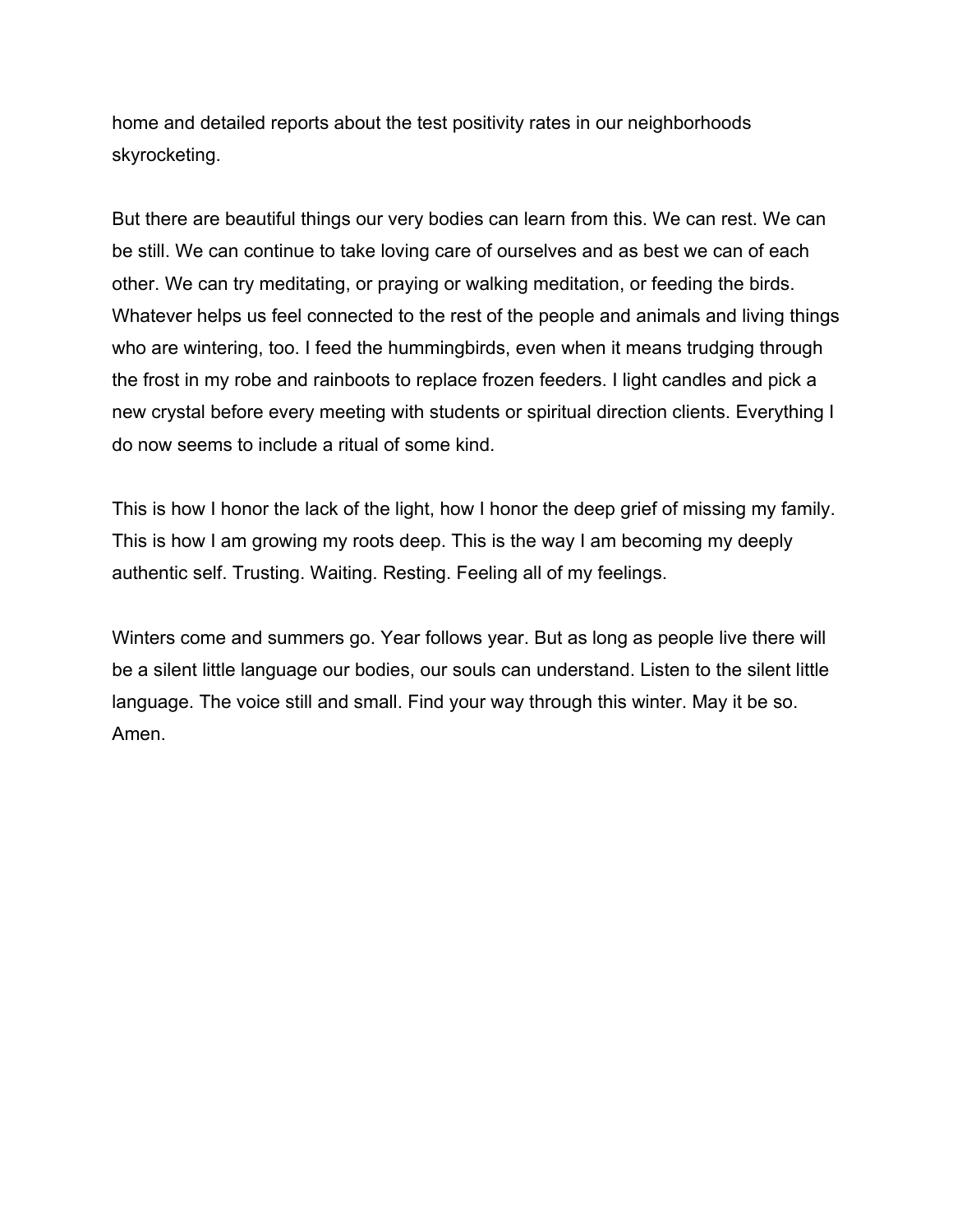home and detailed reports about the test positivity rates in our neighborhoods skyrocketing.

But there are beautiful things our very bodies can learn from this. We can rest. We can be still. We can continue to take loving care of ourselves and as best we can of each other. We can try meditating, or praying or walking meditation, or feeding the birds. Whatever helps us feel connected to the rest of the people and animals and living things who are wintering, too. I feed the hummingbirds, even when it means trudging through the frost in my robe and rainboots to replace frozen feeders. I light candles and pick a new crystal before every meeting with students or spiritual direction clients. Everything I do now seems to include a ritual of some kind.

This is how I honor the lack of the light, how I honor the deep grief of missing my family. This is how I am growing my roots deep. This is the way I am becoming my deeply authentic self. Trusting. Waiting. Resting. Feeling all of my feelings.

Winters come and summers go. Year follows year. But as long as people live there will be a silent little language our bodies, our souls can understand. Listen to the silent little language. The voice still and small. Find your way through this winter. May it be so. Amen.